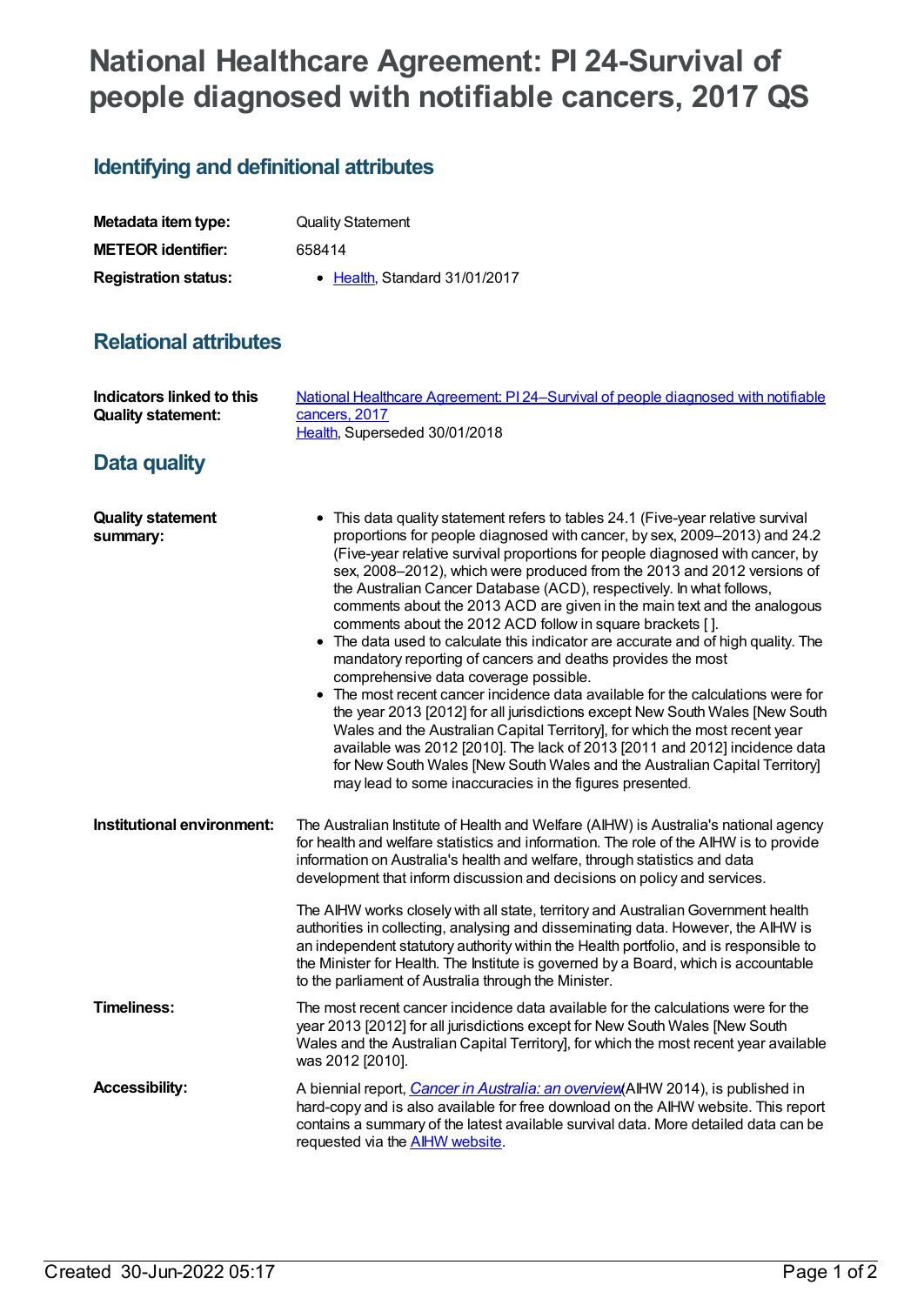# National Healthcare Agreement: PI 24-Survival of people diagnosed with notifiable cancers, 2017 QS

## Identifying and definitional attributes

| | |
|---|---|
| **Metadata item type:** | Quality Statement |
| **METEOR identifier:** | 658414 |
| **Registration status:** | • Health, Standard 31/01/2017 |

## Relational attributes

| | |
|---|---|
| **Indicators linked to this Quality statement:** | National Healthcare Agreement: PI 24–Survival of people diagnosed with notifiable cancers, 2017<br>Health, Superseded 30/01/2018 |

## Data quality

**Quality statement summary:**

- This data quality statement refers to tables 24.1 (Five-year relative survival proportions for people diagnosed with cancer, by sex, 2009–2013) and 24.2 (Five-year relative survival proportions for people diagnosed with cancer, by sex, 2008–2012), which were produced from the 2013 and 2012 versions of the Australian Cancer Database (ACD), respectively. In what follows, comments about the 2013 ACD are given in the main text and the analogous comments about the 2012 ACD follow in square brackets [ ].
- The data used to calculate this indicator are accurate and of high quality. The mandatory reporting of cancers and deaths provides the most comprehensive data coverage possible.
- The most recent cancer incidence data available for the calculations were for the year 2013 [2012] for all jurisdictions except New South Wales [New South Wales and the Australian Capital Territory], for which the most recent year available was 2012 [2010]. The lack of 2013 [2011 and 2012] incidence data for New South Wales [New South Wales and the Australian Capital Territory] may lead to some inaccuracies in the figures presented.

**Institutional environment:**

The Australian Institute of Health and Welfare (AIHW) is Australia's national agency for health and welfare statistics and information. The role of the AIHW is to provide information on Australia's health and welfare, through statistics and data development that inform discussion and decisions on policy and services.

The AIHW works closely with all state, territory and Australian Government health authorities in collecting, analysing and disseminating data. However, the AIHW is an independent statutory authority within the Health portfolio, and is responsible to the Minister for Health. The Institute is governed by a Board, which is accountable to the parliament of Australia through the Minister.

**Timeliness:**

The most recent cancer incidence data available for the calculations were for the year 2013 [2012] for all jurisdictions except for New South Wales [New South Wales and the Australian Capital Territory], for which the most recent year available was 2012 [2010].

**Accessibility:**

A biennial report, *Cancer in Australia: an overview* (AIHW 2014), is published in hard-copy and is also available for free download on the AIHW website. This report contains a summary of the latest available survival data. More detailed data can be requested via the AIHW website.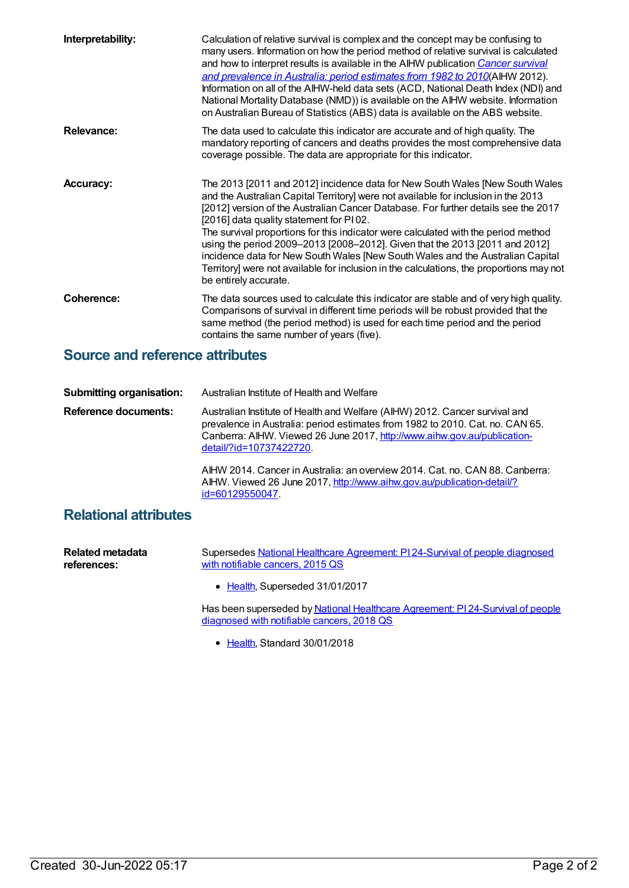**Interpretability:** Calculation of relative survival is complex and the concept may be confusing to many users. Information on how the period method of relative survival is calculated and how to interpret results is available in the AIHW publication *Cancer survival and prevalence in Australia: period estimates from 1982 to 2010*(AIHW 2012). Information on all of the AIHW-held data sets (ACD, National Death Index (NDI) and National Mortality Database (NMD)) is available on the AIHW website. Information on Australian Bureau of Statistics (ABS) data is available on the ABS website.

**Relevance:** The data used to calculate this indicator are accurate and of high quality. The mandatory reporting of cancers and deaths provides the most comprehensive data coverage possible. The data are appropriate for this indicator.

**Accuracy:** The 2013 [2011 and 2012] incidence data for New South Wales [New South Wales and the Australian Capital Territory] were not available for inclusion in the 2013 [2012] version of the Australian Cancer Database. For further details see the 2017 [2016] data quality statement for PI 02.

The survival proportions for this indicator were calculated with the period method using the period 2009–2013 [2008–2012]. Given that the 2013 [2011 and 2012] incidence data for New South Wales [New South Wales and the Australian Capital Territory] were not available for inclusion in the calculations, the proportions may not be entirely accurate.

**Coherence:** The data sources used to calculate this indicator are stable and of very high quality. Comparisons of survival in different time periods will be robust provided that the same method (the period method) is used for each time period and the period contains the same number of years (five).

## Source and reference attributes

**Submitting organisation:** Australian Institute of Health and Welfare

**Reference documents:** Australian Institute of Health and Welfare (AIHW) 2012. Cancer survival and prevalence in Australia: period estimates from 1982 to 2010. Cat. no. CAN 65. Canberra: AIHW. Viewed 26 June 2017, http://www.aihw.gov.au/publication-detail/?id=10737422720.

AIHW 2014. Cancer in Australia: an overview 2014. Cat. no. CAN 88. Canberra: AIHW. Viewed 26 June 2017, http://www.aihw.gov.au/publication-detail/?id=60129550047.

## Relational attributes

**Related metadata references:** Supersedes National Healthcare Agreement: PI 24-Survival of people diagnosed with notifiable cancers, 2015 QS

- Health, Superseded 31/01/2017

Has been superseded by National Healthcare Agreement: PI 24-Survival of people diagnosed with notifiable cancers, 2018 QS

- Health, Standard 30/01/2018